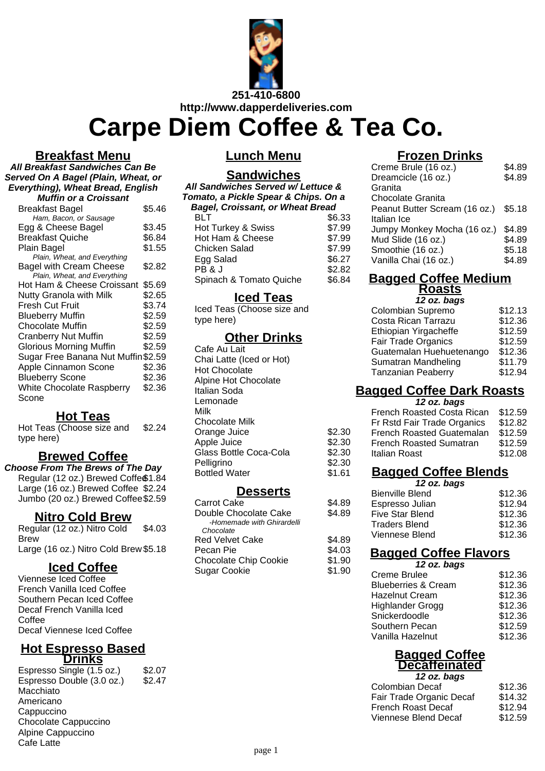251-410-6800
http://www.dapperdeliveries.com

# Carpe Diem Coffee & Tea Co.

## Breakfast Menu

***All Breakfast Sandwiches Can Be Served On A Bagel (Plain, Wheat, or Everything), Wheat Bread, English Muffin or a Croissant***

| Item | Price |
|---|---|
| Breakfast Bagel<br>*Ham, Bacon, or Sausage* | $5.46 |
| Egg & Cheese Bagel | $3.45 |
| Breakfast Quiche | $6.84 |
| Plain Bagel<br>*Plain, Wheat, and Everything* | $1.55 |
| Bagel with Cream Cheese<br>*Plain, Wheat, and Everything* | $2.82 |
| Hot Ham & Cheese Croissant | $5.69 |
| Nutty Granola with Milk | $2.65 |
| Fresh Cut Fruit | $3.74 |
| Blueberry Muffin | $2.59 |
| Chocolate Muffin | $2.59 |
| Cranberry Nut Muffin | $2.59 |
| Glorious Morning Muffin | $2.59 |
| Sugar Free Banana Nut Muffin | $2.59 |
| Apple Cinnamon Scone | $2.36 |
| Blueberry Scone | $2.36 |
| White Chocolate Raspberry Scone | $2.36 |

## Hot Teas

| Item | Price |
|---|---|
| Hot Teas (Choose size and type here) | $2.24 |

## Brewed Coffee

***Choose From The Brews of The Day***

| Item | Price |
|---|---|
| Regular (12 oz.) Brewed Coffee | $1.84 |
| Large (16 oz.) Brewed Coffee | $2.24 |
| Jumbo (20 oz.) Brewed Coffee | $2.59 |

## Nitro Cold Brew

| Item | Price |
|---|---|
| Regular (12 oz.) Nitro Cold Brew | $4.03 |
| Large (16 oz.) Nitro Cold Brew | $5.18 |

## Iced Coffee

- Viennese Iced Coffee
- French Vanilla Iced Coffee
- Southern Pecan Iced Coffee
- Decaf French Vanilla Iced Coffee
- Decaf Viennese Iced Coffee

## Hot Espresso Based Drinks

| Item | Price |
|---|---|
| Espresso Single (1.5 oz.) | $2.07 |
| Espresso Double (3.0 oz.) | $2.47 |
| Macchiato | |
| Americano | |
| Cappuccino | |
| Chocolate Cappuccino | |
| Alpine Cappuccino | |
| Cafe Latte | |

## Lunch Menu

## Sandwiches

***All Sandwiches Served w/ Lettuce & Tomato, a Pickle Spear & Chips. On a Bagel, Croissant, or Wheat Bread***

| Item | Price |
|---|---|
| BLT | $6.33 |
| Hot Turkey & Swiss | $7.99 |
| Hot Ham & Cheese | $7.99 |
| Chicken Salad | $7.99 |
| Egg Salad | $6.27 |
| PB & J | $2.82 |
| Spinach & Tomato Quiche | $6.84 |

## Iced Teas

Iced Teas (Choose size and type here)

## Other Drinks

| Item | Price |
|---|---|
| Cafe Au Lait | |
| Chai Latte (Iced or Hot) | |
| Hot Chocolate | |
| Alpine Hot Chocolate | |
| Italian Soda | |
| Lemonade | |
| Milk | |
| Chocolate Milk | |
| Orange Juice | $2.30 |
| Apple Juice | $2.30 |
| Glass Bottle Coca-Cola | $2.30 |
| Pelligrino | $2.30 |
| Bottled Water | $1.61 |

## Desserts

| Item | Price |
|---|---|
| Carrot Cake | $4.89 |
| Double Chocolate Cake<br>*-Homemade with Ghirardelli Chocolate* | $4.89 |
| Red Velvet Cake | $4.89 |
| Pecan Pie | $4.03 |
| Chocolate Chip Cookie | $1.90 |
| Sugar Cookie | $1.90 |

## Frozen Drinks

| Item | Price |
|---|---|
| Creme Brule (16 oz.) | $4.89 |
| Dreamcicle (16 oz.) | $4.89 |
| Granita | |
| Chocolate Granita | |
| Peanut Butter Scream (16 oz.) | $5.18 |
| Italian Ice | |
| Jumpy Monkey Mocha (16 oz.) | $4.89 |
| Mud Slide (16 oz.) | $4.89 |
| Smoothie (16 oz.) | $5.18 |
| Vanilla Chai (16 oz.) | $4.89 |

## Bagged Coffee Medium Roasts

***12 oz. bags***

| Item | Price |
|---|---|
| Colombian Supremo | $12.13 |
| Costa Rican Tarrazu | $12.36 |
| Ethiopian Yirgacheffe | $12.59 |
| Fair Trade Organics | $12.59 |
| Guatemalan Huehuetenango | $12.36 |
| Sumatran Mandheling | $11.79 |
| Tanzanian Peaberry | $12.94 |

## Bagged Coffee Dark Roasts

***12 oz. bags***

| Item | Price |
|---|---|
| French Roasted Costa Rican | $12.59 |
| Fr Rstd Fair Trade Organics | $12.82 |
| French Roasted Guatemalan | $12.59 |
| French Roasted Sumatran | $12.59 |
| Italian Roast | $12.08 |

## Bagged Coffee Blends

***12 oz. bags***

| Item | Price |
|---|---|
| Bienville Blend | $12.36 |
| Espresso Julian | $12.94 |
| Five Star Blend | $12.36 |
| Traders Blend | $12.36 |
| Viennese Blend | $12.36 |

## Bagged Coffee Flavors

***12 oz. bags***

| Item | Price |
|---|---|
| Creme Brulee | $12.36 |
| Blueberries & Cream | $12.36 |
| Hazelnut Cream | $12.36 |
| Highlander Grogg | $12.36 |
| Snickerdoodle | $12.36 |
| Southern Pecan | $12.59 |
| Vanilla Hazelnut | $12.36 |

## Bagged Coffee Decaffeinated

***12 oz. bags***

| Item | Price |
|---|---|
| Colombian Decaf | $12.36 |
| Fair Trade Organic Decaf | $14.32 |
| French Roast Decaf | $12.94 |
| Viennese Blend Decaf | $12.59 |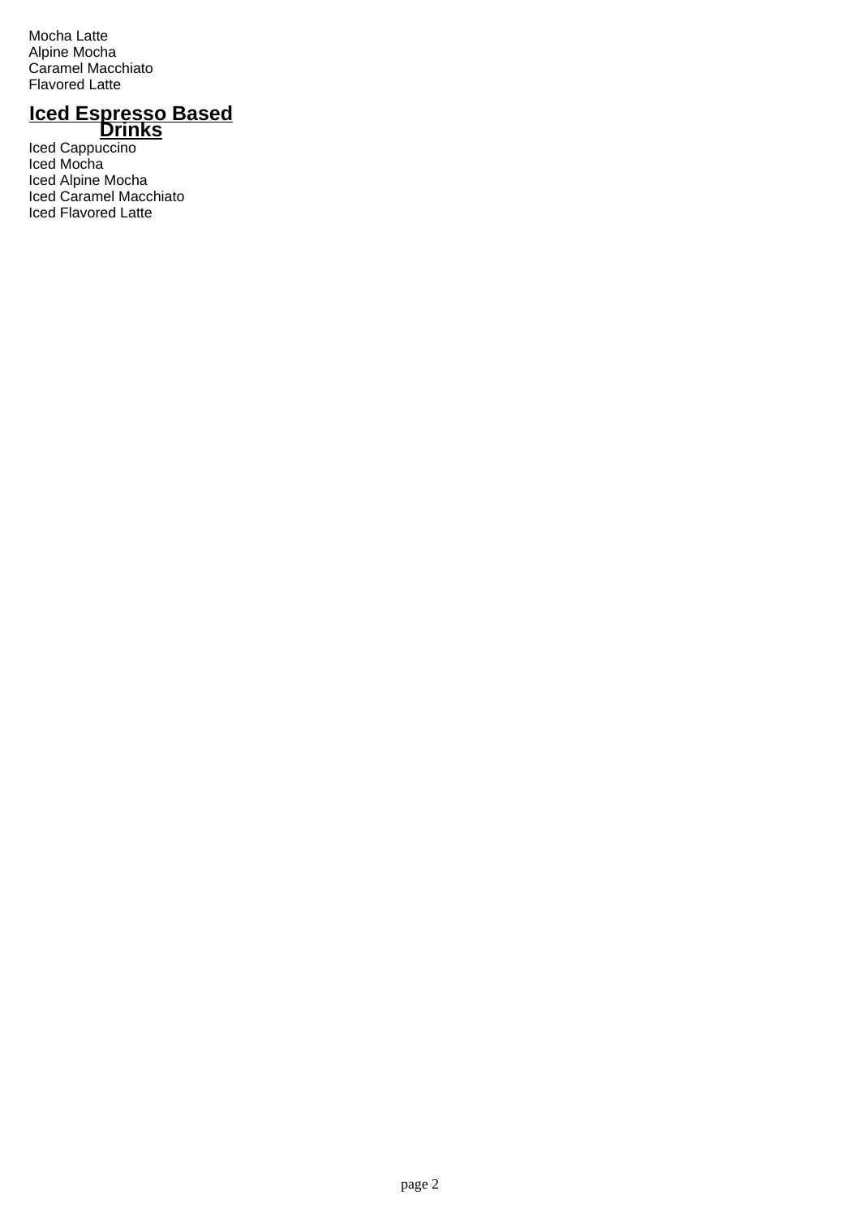Mocha Latte
Alpine Mocha
Caramel Macchiato
Flavored Latte

## **Iced Espresso Based Drinks**

Iced Cappuccino
Iced Mocha
Iced Alpine Mocha
Iced Caramel Macchiato
Iced Flavored Latte